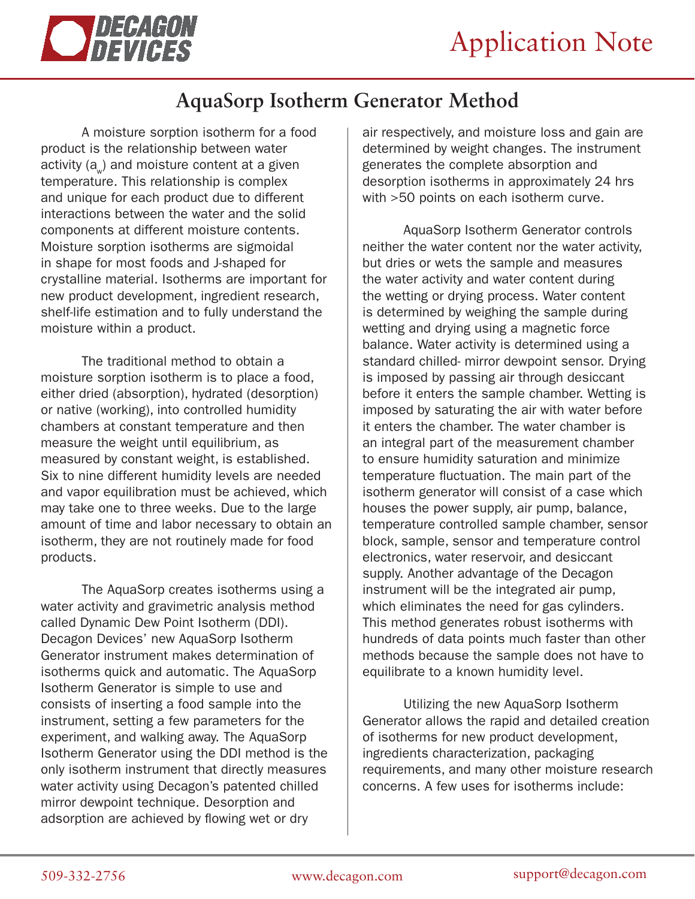# Application Note

## AquaSorp Isotherm Generator Method

A moisture sorption isotherm for a food product is the relationship between water activity ($a_w$) and moisture content at a given temperature. This relationship is complex and unique for each product due to different interactions between the water and the solid components at different moisture contents. Moisture sorption isotherms are sigmoidal in shape for most foods and J-shaped for crystalline material. Isotherms are important for new product development, ingredient research, shelf-life estimation and to fully understand the moisture within a product.

The traditional method to obtain a moisture sorption isotherm is to place a food, either dried (absorption), hydrated (desorption) or native (working), into controlled humidity chambers at constant temperature and then measure the weight until equilibrium, as measured by constant weight, is established. Six to nine different humidity levels are needed and vapor equilibration must be achieved, which may take one to three weeks. Due to the large amount of time and labor necessary to obtain an isotherm, they are not routinely made for food products.

The AquaSorp creates isotherms using a water activity and gravimetric analysis method called Dynamic Dew Point Isotherm (DDI). Decagon Devices' new AquaSorp Isotherm Generator instrument makes determination of isotherms quick and automatic. The AquaSorp Isotherm Generator is simple to use and consists of inserting a food sample into the instrument, setting a few parameters for the experiment, and walking away. The AquaSorp Isotherm Generator using the DDI method is the only isotherm instrument that directly measures water activity using Decagon's patented chilled mirror dewpoint technique. Desorption and adsorption are achieved by flowing wet or dry air respectively, and moisture loss and gain are determined by weight changes. The instrument generates the complete absorption and desorption isotherms in approximately 24 hrs with >50 points on each isotherm curve.

AquaSorp Isotherm Generator controls neither the water content nor the water activity, but dries or wets the sample and measures the water activity and water content during the wetting or drying process. Water content is determined by weighing the sample during wetting and drying using a magnetic force balance. Water activity is determined using a standard chilled- mirror dewpoint sensor. Drying is imposed by passing air through desiccant before it enters the sample chamber. Wetting is imposed by saturating the air with water before it enters the chamber. The water chamber is an integral part of the measurement chamber to ensure humidity saturation and minimize temperature fluctuation. The main part of the isotherm generator will consist of a case which houses the power supply, air pump, balance, temperature controlled sample chamber, sensor block, sample, sensor and temperature control electronics, water reservoir, and desiccant supply. Another advantage of the Decagon instrument will be the integrated air pump, which eliminates the need for gas cylinders. This method generates robust isotherms with hundreds of data points much faster than other methods because the sample does not have to equilibrate to a known humidity level.

Utilizing the new AquaSorp Isotherm Generator allows the rapid and detailed creation of isotherms for new product development, ingredients characterization, packaging requirements, and many other moisture research concerns. A few uses for isotherms include: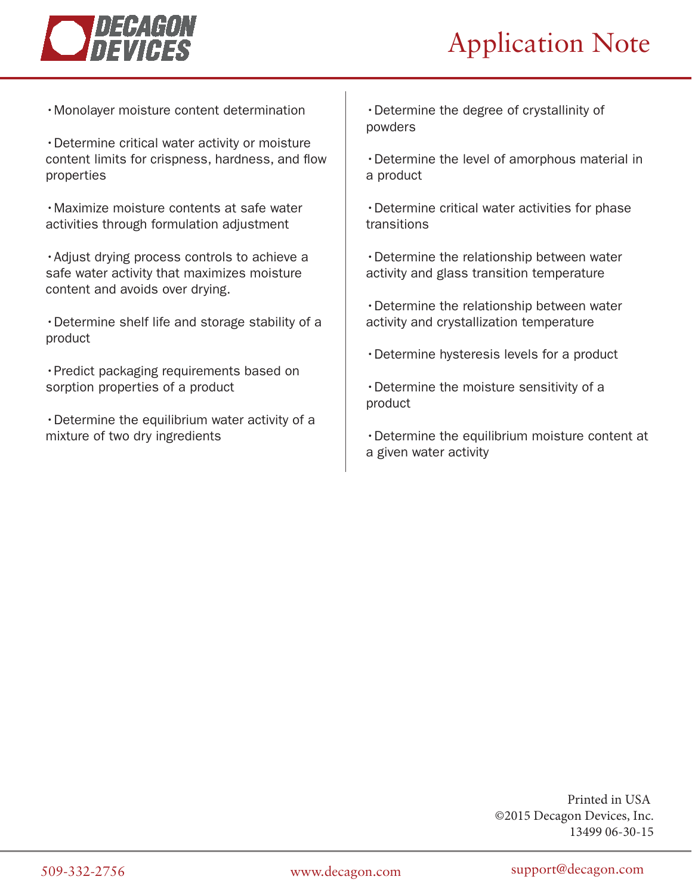- Monolayer moisture content determination
- Determine critical water activity or moisture content limits for crispness, hardness, and flow properties
- Maximize moisture contents at safe water activities through formulation adjustment
- Adjust drying process controls to achieve a safe water activity that maximizes moisture content and avoids over drying.
- Determine shelf life and storage stability of a product
- Predict packaging requirements based on sorption properties of a product
- Determine the equilibrium water activity of a mixture of two dry ingredients
- Determine the degree of crystallinity of powders
- Determine the level of amorphous material in a product
- Determine critical water activities for phase transitions
- Determine the relationship between water activity and glass transition temperature
- Determine the relationship between water activity and crystallization temperature
- Determine hysteresis levels for a product
- Determine the moisture sensitivity of a product
- Determine the equilibrium moisture content at a given water activity

Printed in USA
©2015 Decagon Devices, Inc.
13499 06-30-15